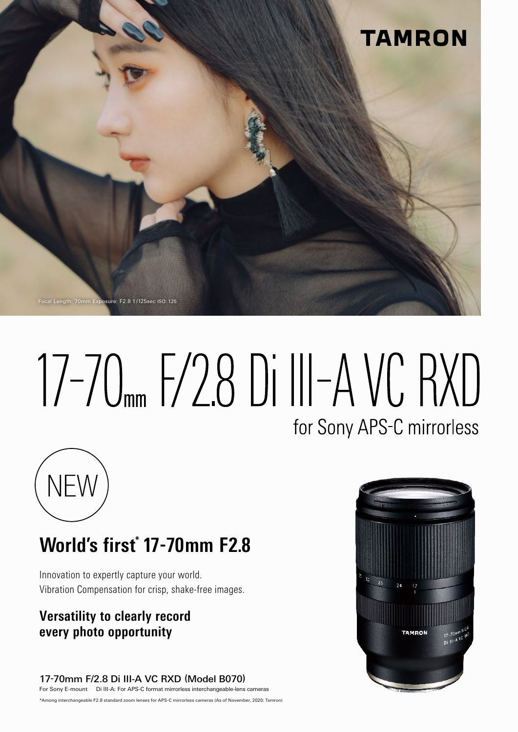TAMRON

Focal Length: 70mm Exposure: F2.8 1/125sec ISO: 125

# 17-70mm F/2.8 Di III-A VC RXD

for Sony APS-C mirrorless

NEW

## World's first* 17-70mm F2.8

Innovation to expertly capture your world.
Vibration Compensation for crisp, shake-free images.

### Versatility to clearly record every photo opportunity

**17-70mm F/2.8 Di III-A VC RXD (Model B070)**

For Sony E-mount Di III-A: For APS-C format mirrorless interchangeable-lens cameras

*Among interchangeable F2.8 standard zoom lenses for APS-C mirrorless cameras (As of November, 2020: Tamron)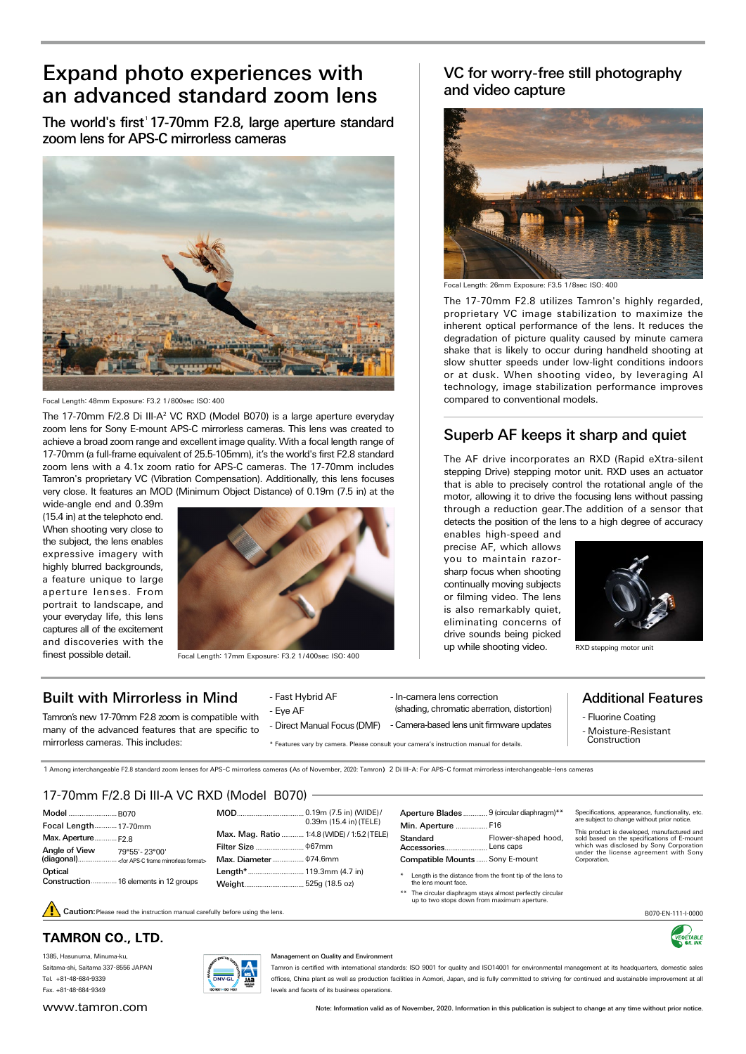# Expand photo experiences with an advanced standard zoom lens

## The world's first[1] 17-70mm F2.8, large aperture standard zoom lens for APS-C mirrorless cameras

Focal Length: 48mm Exposure: F3.2 1/800sec ISO: 400

The 17-70mm F/2.8 Di III-A[2] VC RXD (Model B070) is a large aperture everyday zoom lens for Sony E-mount APS-C mirrorless cameras. This lens was created to achieve a broad zoom range and excellent image quality. With a focal length range of 17-70mm (a full-frame equivalent of 25.5-105mm), it's the world's first F2.8 standard zoom lens with a 4.1x zoom ratio for APS-C cameras. The 17-70mm includes Tamron's proprietary VC (Vibration Compensation). Additionally, this lens focuses very close. It features an MOD (Minimum Object Distance) of 0.19m (7.5 in) at the wide-angle end and 0.39m (15.4 in) at the telephoto end. When shooting very close to the subject, the lens enables expressive imagery with highly blurred backgrounds, a feature unique to large aperture lenses. From portrait to landscape, and your everyday life, this lens captures all of the excitement and discoveries with the finest possible detail.

Focal Length: 17mm Exposure: F3.2 1/400sec ISO: 400

## VC for worry-free still photography and video capture

Focal Length: 26mm Exposure: F3.5 1/8sec ISO: 400

The 17-70mm F2.8 utilizes Tamron's highly regarded, proprietary VC image stabilization to maximize the inherent optical performance of the lens. It reduces the degradation of picture quality caused by minute camera shake that is likely to occur during handheld shooting at slow shutter speeds under low-light conditions indoors or at dusk. When shooting video, by leveraging AI technology, image stabilization performance improves compared to conventional models.

## Superb AF keeps it sharp and quiet

The AF drive incorporates an RXD (Rapid eXtra-silent stepping Drive) stepping motor unit. RXD uses an actuator that is able to precisely control the rotational angle of the motor, allowing it to drive the focusing lens without passing through a reduction gear.The addition of a sensor that detects the position of the lens to a high degree of accuracy enables high-speed and precise AF, which allows you to maintain razor-sharp focus when shooting continually moving subjects or filming video. The lens is also remarkably quiet, eliminating concerns of drive sounds being picked up while shooting video.

RXD stepping motor unit

## Built with Mirrorless in Mind

Tamron's new 17-70mm F2.8 zoom is compatible with many of the advanced features that are specific to mirrorless cameras. This includes:

- Fast Hybrid AF
- Eye AF
- Direct Manual Focus (DMF)
- In-camera lens correction (shading, chromatic aberration, distortion)
- Camera-based lens unit firmware updates

* Features vary by camera. Please consult your camera's instruction manual for details.

## Additional Features

- Fluorine Coating
- Moisture-Resistant Construction

1 Among interchangeable F2.8 standard zoom lenses for APS-C mirrorless cameras (As of November, 2020: Tamron) 2 Di III-A: For APS-C format mirrorless interchangeable-lens cameras

## 17-70mm F/2.8 Di III-A VC RXD (Model B070)

| | |
|---|---|
| Model | B070 |
| Focal Length | 17-70mm |
| Max. Aperture | F2.8 |
| Angle of View (diagonal) | 79°55'- 23°00' <for APS-C frame mirrorless format> |
| Optical Construction | 16 elements in 12 groups |
| MOD | 0.19m (7.5 in) (WIDE) / 0.39m (15.4 in) (TELE) |
| Max. Mag. Ratio | 1:4.8 (WIDE) / 1:5.2 (TELE) |
| Filter Size | Φ67mm |
| Max. Diameter | Φ74.6mm |
| Length* | 119.3mm (4.7 in) |
| Weight | 525g (18.5 oz) |
| Aperture Blades | 9 (circular diaphragm)** |
| Min. Aperture | F16 |
| Standard Accessories | Flower-shaped hood, Lens caps |
| Compatible Mounts | Sony E-mount |

\* Length is the distance from the front tip of the lens to the lens mount face.

\*\* The circular diaphragm stays almost perfectly circular up to two stops down from maximum aperture.

Specifications, appearance, functionality, etc. are subject to change without prior notice.

This product is developed, manufactured and sold based on the specifications of E-mount which was disclosed by Sony Corporation under the license agreement with Sony Corporation.

**Caution:** Please read the instruction manual carefully before using the lens.

B070-EN-111-I-0000

**TAMRON CO., LTD.**

1385, Hasunuma, Minuma-ku,
Saitama-shi, Saitama 337-8556 JAPAN
Tel. +81-48-684-9339
Fax. +81-48-684-9349

**Management on Quality and Environment**

Tamron is certified with international standards: ISO 9001 for quality and ISO14001 for environmental management at its headquarters, domestic sales offices, China plant as well as production facilities in Aomori, Japan, and is fully committed to striving for continued and sustainable improvement at all levels and facets of its business operations.

www.tamron.com

Note: Information valid as of November, 2020. Information in this publication is subject to change at any time without prior notice.